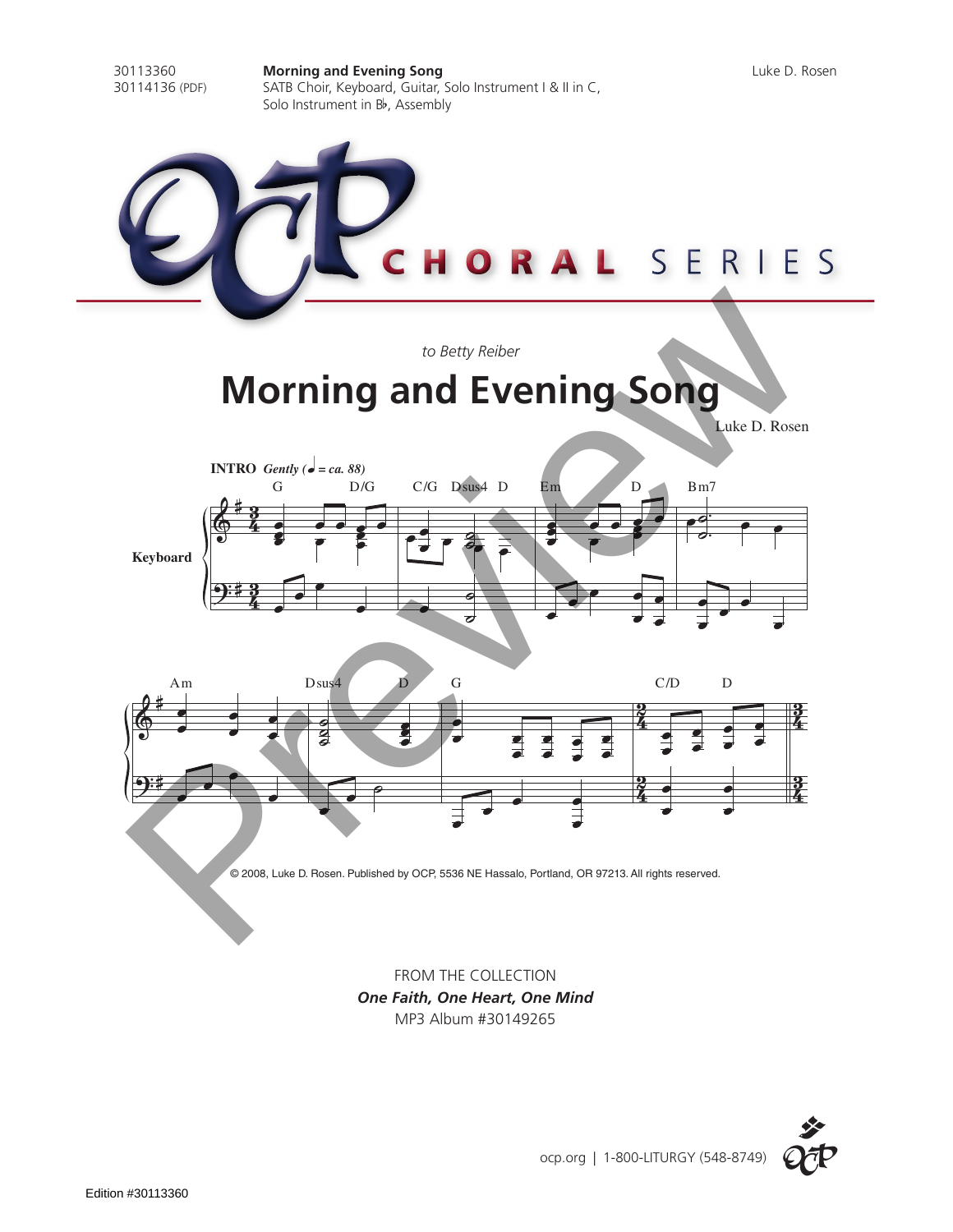30113360
30114136 (PDF)

**Morning and Evening Song**
SATB Choir, Keyboard, Guitar, Solo Instrument I & II in C, Solo Instrument in B♭, Assembly

Luke D. Rosen

OCP CHORAL SERIES

*to Betty Reiber*

# Morning and Evening Song

Luke D. Rosen

**INTRO** ***Gently (♩ = ca. 88)***

© 2008, Luke D. Rosen. Published by OCP, 5536 NE Hassalo, Portland, OR 97213. All rights reserved.

FROM THE COLLECTION
***One Faith, One Heart, One Mind***
MP3 Album #30149265

ocp.org | 1-800-LITURGY (548-8749)

Edition #30113360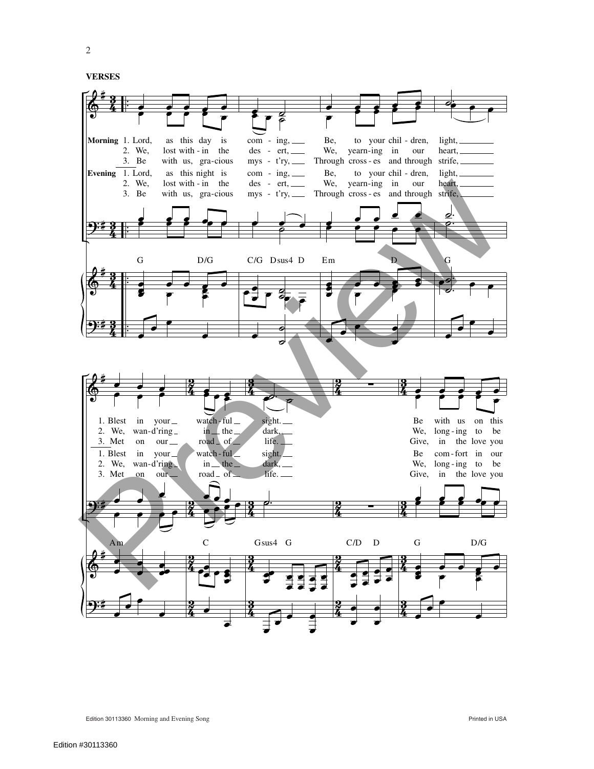**VERSES**

**Morning**
1. Lord, as this day is com - ing, Be, to your chil - dren, light,
2. We, lost with - in the des - ert, We, yearn-ing in our heart,
3. Be with us, gra-cious mys - t'ry, Through cross - es and through strife,

**Evening**
1. Lord, as this night is com - ing, Be, to your chil - dren, light,
2. We, lost with - in the des - ert, We, yearn-ing in our heart,
3. Be with us, gra-cious mys - t'ry, Through cross - es and through strife,

G D/G C/G Dsus4 D Em D G

1. Blest in your watch - ful sight. Be with us on this
2. We, wan-d'ring in the dark, We, long - ing to be
3. Met on our road of life. Give, in the love you

1. Blest in your watch - ful sight. Be com - fort in our
2. We, wan-d'ring in the dark, We, long - ing to be
3. Met on our road of life. Give, in the love you

Am C Gsus4 G C/D D G D/G

Edition 30113360 Morning and Evening Song

Printed in USA

Edition #30113360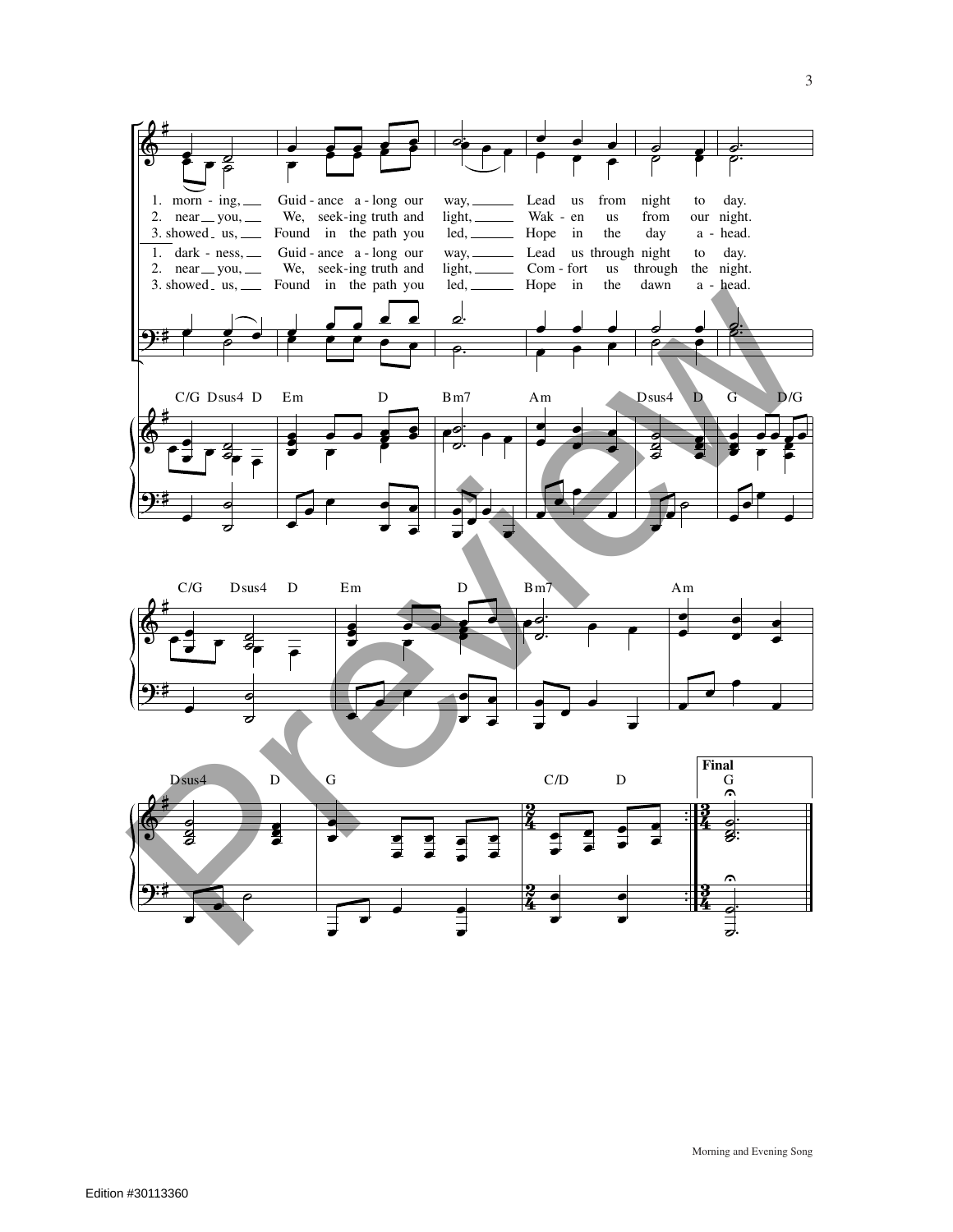1. morn - ing, Guid - ance a - long our way, Lead us from night to day.
2. near you, We, seek-ing truth and light, Wak - en us from our night.
3. showed us, Found in the path you led, Hope in the day a - head.

1. dark - ness, Guid - ance a - long our way, Lead us through night to day.
2. near you, We, seek-ing truth and light, Com - fort us through the night.
3. showed us, Found in the path you led, Hope in the dawn a - head.

C/G Dsus4 D Em D Bm7 Am Dsus4 D G D/G

C/G Dsus4 D Em D Bm7 Am

Dsus4 D G C/D D

**Final**

G

Morning and Evening Song

Edition #30113360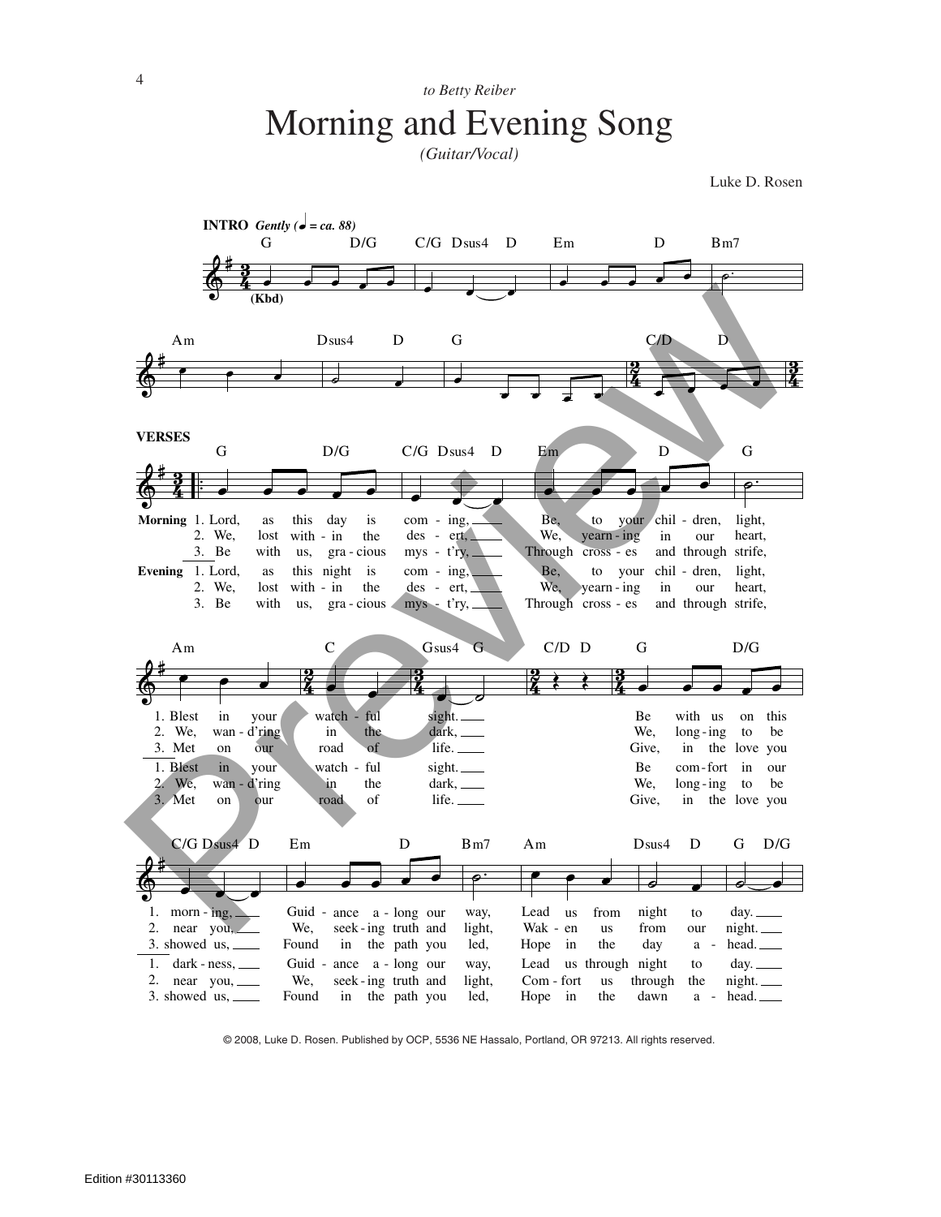*to Betty Reiber*

# Morning and Evening Song

*(Guitar/Vocal)*

Luke D. Rosen

**INTRO** *Gently (♩ = ca. 88)*

G D/G C/G Dsus4 D Em D Bm7 Am Dsus4 D G C/D D

(Kbd)

**VERSES**

G D/G C/G Dsus4 D Em D G Am C Gsus4 G C/D D G D/G C/G Dsus4 D Em D Bm7 Am Dsus4 D G D/G

**Morning**

1. Lord, as this day is coming, Be, to your children, light, Blest in your watchful sight. Be with us on this morning, Guidance along our way, Lead us from night to day.
2. We, lost within the desert, We, yearning in our heart, We, wand'ring in the dark, We, longing to be near you, We, seeking truth and light, Waken us from our night.
3. Be with us, gracious mys-t'ry, Through crosses and through strife, Met on our road of life. Give, in the love you showed us, Found in the path you led, Hope in the day ahead.

**Evening**

1. Lord, as this night is coming, Be, to your children, light, Blest in your watchful sight. Be comfort in our darkness, Guidance along our way, Lead us through night to day.
2. We, lost within the desert, We, yearning in our heart, We, wand'ring in the dark, We, longing to be near you, We, seeking truth and light, Comfort us through the night.
3. Be with us, gracious mys-t'ry, Through crosses and through strife, Met on our road of life. Give, in the love you showed us, Found in the path you led, Hope in the dawn ahead.

© 2008, Luke D. Rosen. Published by OCP, 5536 NE Hassalo, Portland, OR 97213. All rights reserved.

Edition #30113360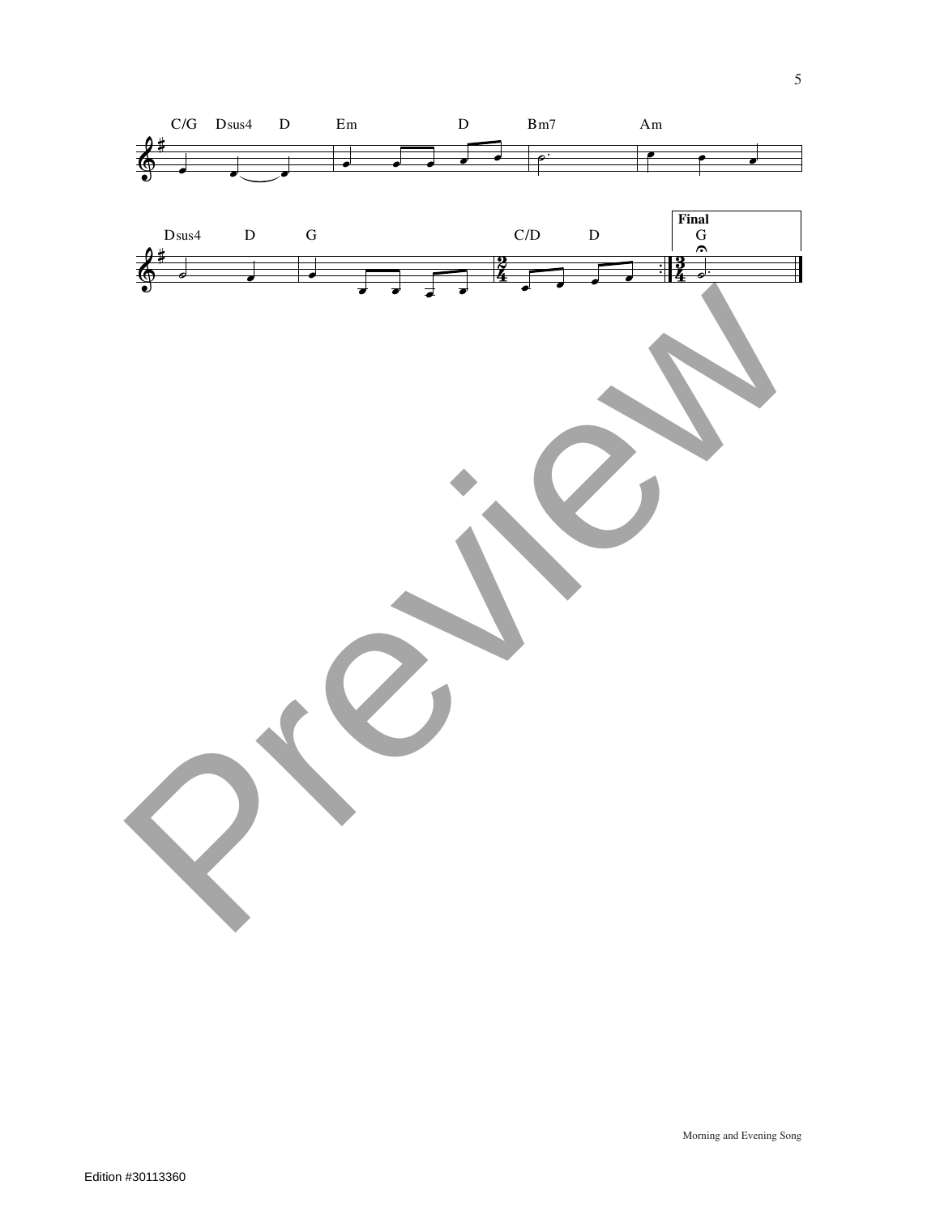C/G Dsus4 D Em D Bm7 Am

Dsus4 D G C/D D

**Final**

G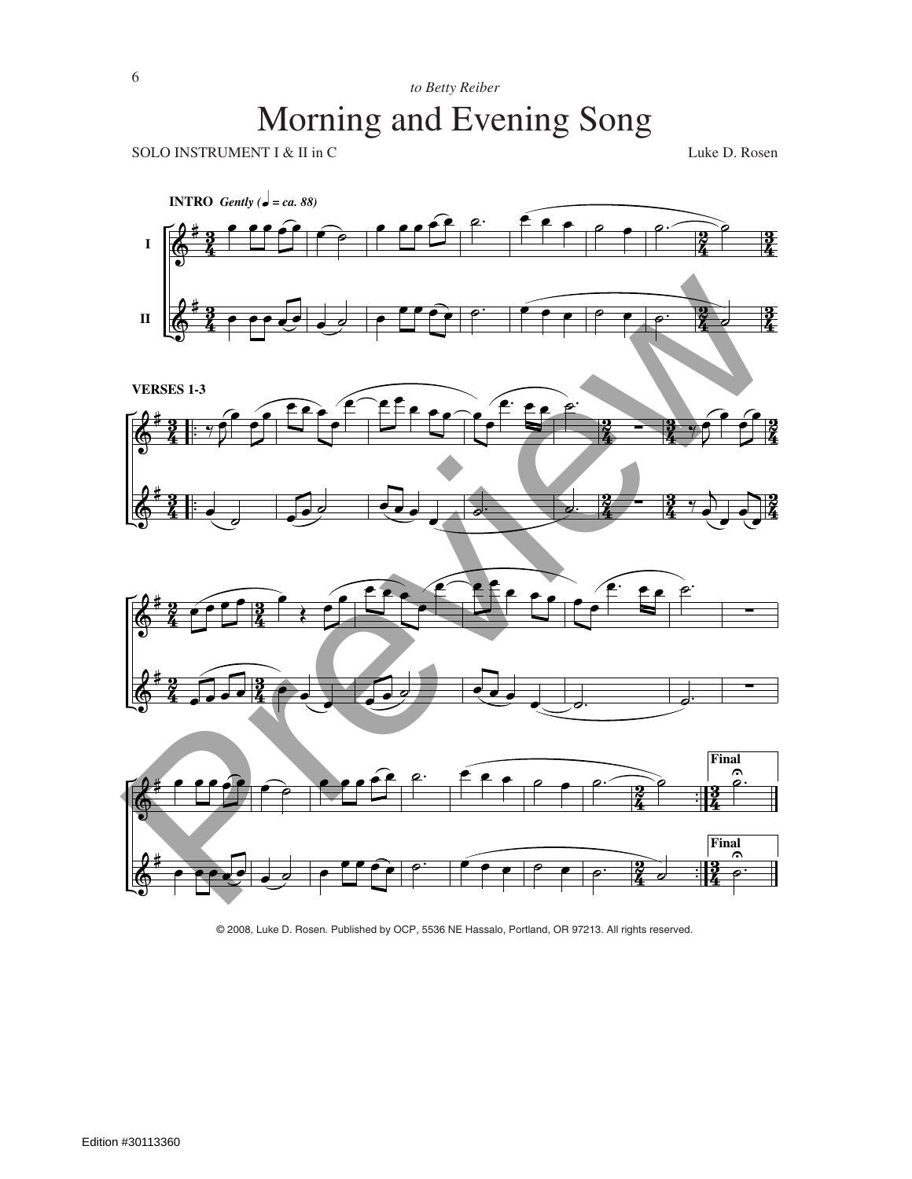*to Betty Reiber*

# Morning and Evening Song

SOLO INSTRUMENT I & II in C

Luke D. Rosen

**INTRO** ***Gently*** ***(♩ = ca. 88)***

I

II

**VERSES 1-3**

**Final**

**Final**

© 2008, Luke D. Rosen. Published by OCP, 5536 NE Hassalo, Portland, OR 97213. All rights reserved.

Edition #30113360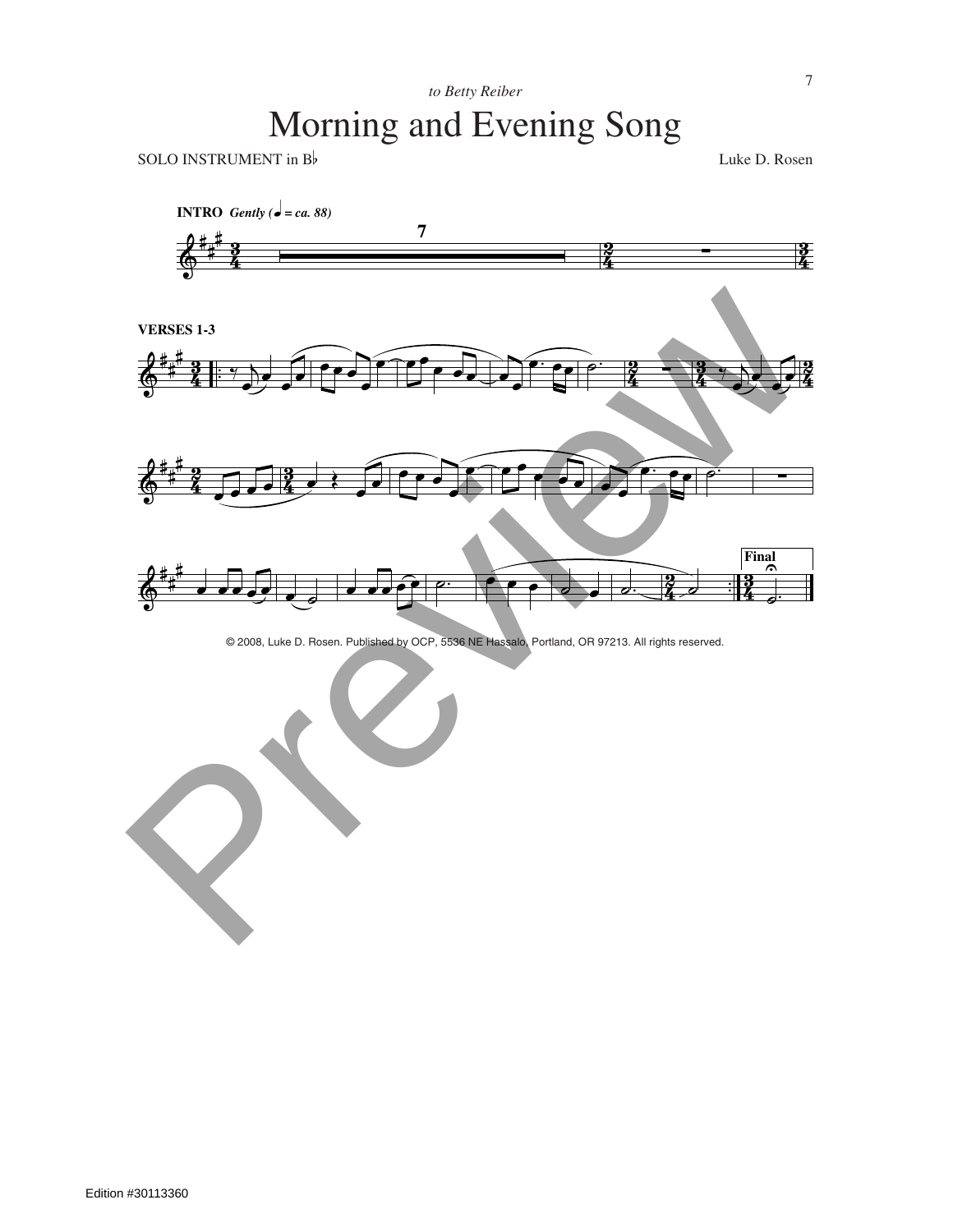*to Betty Reiber*

# Morning and Evening Song

SOLO INSTRUMENT in B♭

Luke D. Rosen

**INTRO** ***Gently (♩ = ca. 88)***

**VERSES 1-3**

**Final**

© 2008, Luke D. Rosen. Published by OCP, 5536 NE Hassalo, Portland, OR 97213. All rights reserved.

Edition #30113360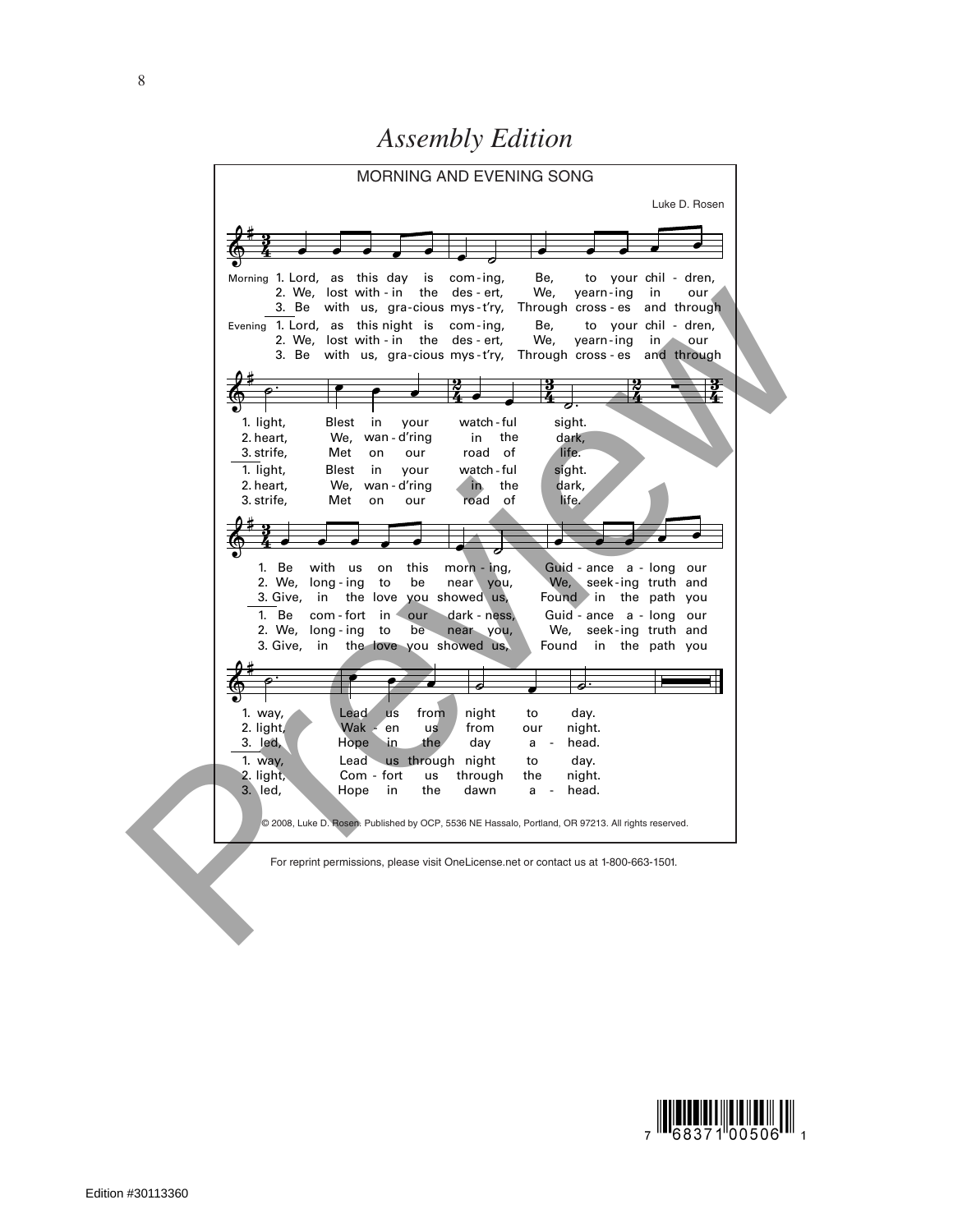# Assembly Edition

MORNING AND EVENING SONG

Luke D. Rosen

Morning
1. Lord, as this day is com-ing, Be, to your chil - dren, light, Blest in your watch-ful sight.
2. We, lost with-in the des-ert, We, yearn-ing in our heart, We, wan-d'ring in the dark,
3. Be with us, gra-cious mys-t'ry, Through cross-es and through strife, Met on our road of life.

Evening
1. Lord, as this night is com-ing, Be, to your chil - dren, light, Blest in your watch-ful sight.
2. We, lost with-in the des-ert, We, yearn-ing in our heart, We, wan-d'ring in the dark,
3. Be with us, gra-cious mys-t'ry, Through cross-es and through strife, Met on our road of life.

Morning
1. Be with us on this morn-ing, Guid-ance a-long our way, Lead us from night to day.
2. We, long-ing to be near you, We, seek-ing truth and light, Wak-en us from our night.
3. Give, in the love you showed us, Found in the path you led, Hope in the day a-head.

Evening
1. Be com-fort in our dark-ness, Guid-ance a-long our way, Lead us through night to day.
2. We, long-ing to be near you, We, seek-ing truth and light, Com-fort us through the night.
3. Give, in the love you showed us, Found in the path you led, Hope in the dawn a-head.

© 2008, Luke D. Rosen. Published by OCP, 5536 NE Hassalo, Portland, OR 97213. All rights reserved.

For reprint permissions, please visit OneLicense.net or contact us at 1-800-663-1501.

Preview

Edition #30113360